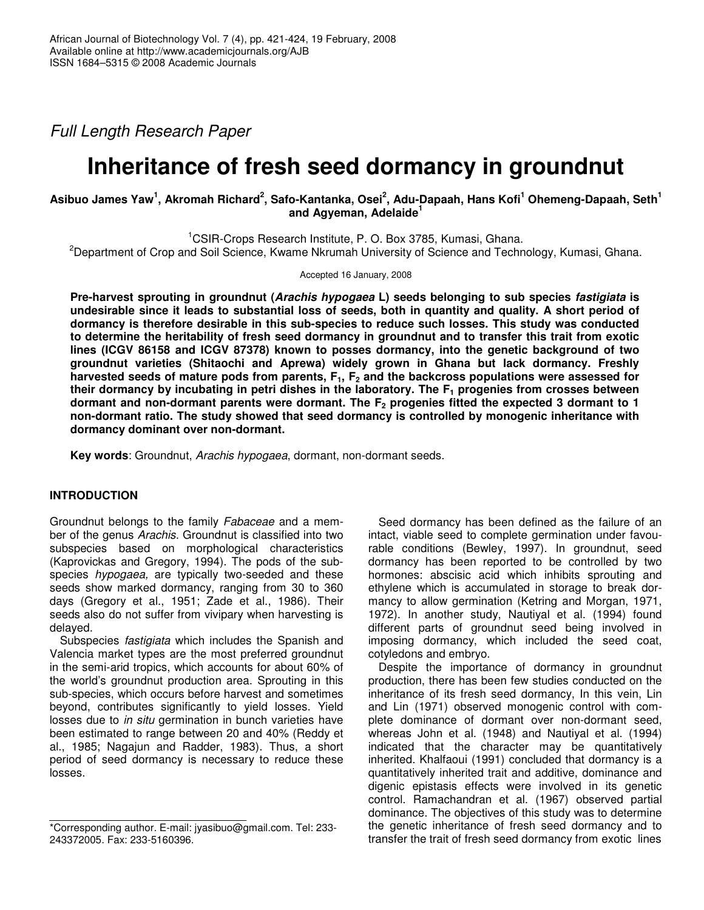*Full Length Research Paper*

# Inheritance of fresh seed dormancy in groundnut

**Asibuo James Yaw[1], Akromah Richard[2], Safo-Kantanka, Osei[2], Adu-Dapaah, Hans Kofi[1] Ohemeng-Dapaah, Seth[1] and Agyeman, Adelaide[1]**

[1]CSIR-Crops Research Institute, P. O. Box 3785, Kumasi, Ghana.

[2]Department of Crop and Soil Science, Kwame Nkrumah University of Science and Technology, Kumasi, Ghana.

Accepted 16 January, 2008

**Pre-harvest sprouting in groundnut (*Arachis hypogaea* L) seeds belonging to sub species *fastigiata* is undesirable since it leads to substantial loss of seeds, both in quantity and quality. A short period of dormancy is therefore desirable in this sub-species to reduce such losses. This study was conducted to determine the heritability of fresh seed dormancy in groundnut and to transfer this trait from exotic lines (ICGV 86158 and ICGV 87378) known to posses dormancy, into the genetic background of two groundnut varieties (Shitaochi and Aprewa) widely grown in Ghana but lack dormancy. Freshly harvested seeds of mature pods from parents, $F_1$, $F_2$ and the backcross populations were assessed for their dormancy by incubating in petri dishes in the laboratory. The $F_1$ progenies from crosses between dormant and non-dormant parents were dormant. The $F_2$ progenies fitted the expected 3 dormant to 1 non-dormant ratio. The study showed that seed dormancy is controlled by monogenic inheritance with dormancy dominant over non-dormant.**

**Key words**: Groundnut, *Arachis hypogaea*, dormant, non-dormant seeds.

## INTRODUCTION

Groundnut belongs to the family *Fabaceae* and a member of the genus *Arachis*. Groundnut is classified into two subspecies based on morphological characteristics (Kaprovickas and Gregory, 1994). The pods of the subspecies *hypogaea,* are typically two-seeded and these seeds show marked dormancy, ranging from 30 to 360 days (Gregory et al., 1951; Zade et al., 1986). Their seeds also do not suffer from vivipary when harvesting is delayed.

Subspecies *fastigiata* which includes the Spanish and Valencia market types are the most preferred groundnut in the semi-arid tropics, which accounts for about 60% of the world's groundnut production area. Sprouting in this sub-species, which occurs before harvest and sometimes beyond, contributes significantly to yield losses. Yield losses due to *in situ* germination in bunch varieties have been estimated to range between 20 and 40% (Reddy et al., 1985; Nagajun and Radder, 1983). Thus, a short period of seed dormancy is necessary to reduce these losses.

Seed dormancy has been defined as the failure of an intact, viable seed to complete germination under favourable conditions (Bewley, 1997). In groundnut, seed dormancy has been reported to be controlled by two hormones: abscisic acid which inhibits sprouting and ethylene which is accumulated in storage to break dormancy to allow germination (Ketring and Morgan, 1971, 1972). In another study, Nautiyal et al. (1994) found different parts of groundnut seed being involved in imposing dormancy, which included the seed coat, cotyledons and embryo.

Despite the importance of dormancy in groundnut production, there has been few studies conducted on the inheritance of its fresh seed dormancy, In this vein, Lin and Lin (1971) observed monogenic control with complete dominance of dormant over non-dormant seed, whereas John et al. (1948) and Nautiyal et al. (1994) indicated that the character may be quantitatively inherited. Khalfaoui (1991) concluded that dormancy is a quantitatively inherited trait and additive, dominance and digenic epistasis effects were involved in its genetic control. Ramachandran et al. (1967) observed partial dominance. The objectives of this study was to determine the genetic inheritance of fresh seed dormancy and to transfer the trait of fresh seed dormancy from exotic lines

*Corresponding author. E-mail: jyasibuo@gmail.com. Tel: 233-243372005. Fax: 233-5160396.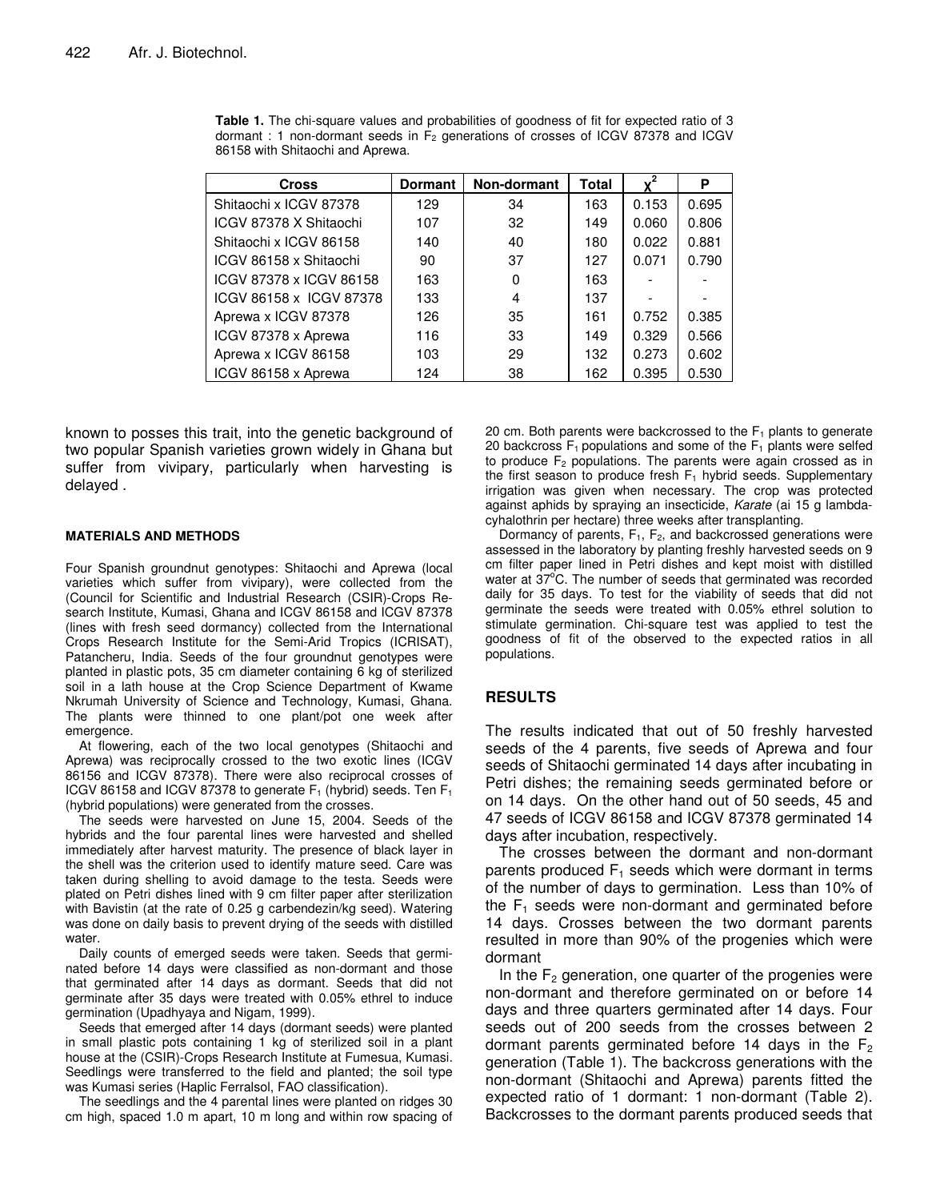**Table 1.** The chi-square values and probabilities of goodness of fit for expected ratio of 3 dormant : 1 non-dormant seeds in $F_2$ generations of crosses of ICGV 87378 and ICGV 86158 with Shitaochi and Aprewa.

| Cross | Dormant | Non-dormant | Total | $\chi^2$ | P |
|---|---|---|---|---|---|
| Shitaochi x ICGV 87378 | 129 | 34 | 163 | 0.153 | 0.695 |
| ICGV 87378 X Shitaochi | 107 | 32 | 149 | 0.060 | 0.806 |
| Shitaochi x ICGV 86158 | 140 | 40 | 180 | 0.022 | 0.881 |
| ICGV 86158 x Shitaochi | 90 | 37 | 127 | 0.071 | 0.790 |
| ICGV 87378 x ICGV 86158 | 163 | 0 | 163 | - | - |
| ICGV 86158 x ICGV 87378 | 133 | 4 | 137 | - | - |
| Aprewa x ICGV 87378 | 126 | 35 | 161 | 0.752 | 0.385 |
| ICGV 87378 x Aprewa | 116 | 33 | 149 | 0.329 | 0.566 |
| Aprewa x ICGV 86158 | 103 | 29 | 132 | 0.273 | 0.602 |
| ICGV 86158 x Aprewa | 124 | 38 | 162 | 0.395 | 0.530 |

known to posses this trait, into the genetic background of two popular Spanish varieties grown widely in Ghana but suffer from vivipary, particularly when harvesting is delayed .

## MATERIALS AND METHODS

Four Spanish groundnut genotypes: Shitaochi and Aprewa (local varieties which suffer from vivipary), were collected from the (Council for Scientific and Industrial Research (CSIR)-Crops Research Institute, Kumasi, Ghana and ICGV 86158 and ICGV 87378 (lines with fresh seed dormancy) collected from the International Crops Research Institute for the Semi-Arid Tropics (ICRISAT), Patancheru, India. Seeds of the four groundnut genotypes were planted in plastic pots, 35 cm diameter containing 6 kg of sterilized soil in a lath house at the Crop Science Department of Kwame Nkrumah University of Science and Technology, Kumasi, Ghana. The plants were thinned to one plant/pot one week after emergence.

At flowering, each of the two local genotypes (Shitaochi and Aprewa) was reciprocally crossed to the two exotic lines (ICGV 86156 and ICGV 87378). There were also reciprocal crosses of ICGV 86158 and ICGV 87378 to generate $F_1$ (hybrid) seeds. Ten $F_1$ (hybrid populations) were generated from the crosses.

The seeds were harvested on June 15, 2004. Seeds of the hybrids and the four parental lines were harvested and shelled immediately after harvest maturity. The presence of black layer in the shell was the criterion used to identify mature seed. Care was taken during shelling to avoid damage to the testa. Seeds were plated on Petri dishes lined with 9 cm filter paper after sterilization with Bavistin (at the rate of 0.25 g carbendezin/kg seed). Watering was done on daily basis to prevent drying of the seeds with distilled water.

Daily counts of emerged seeds were taken. Seeds that germinated before 14 days were classified as non-dormant and those that germinated after 14 days as dormant. Seeds that did not germinate after 35 days were treated with 0.05% ethrel to induce germination (Upadhyaya and Nigam, 1999).

Seeds that emerged after 14 days (dormant seeds) were planted in small plastic pots containing 1 kg of sterilized soil in a plant house at the (CSIR)-Crops Research Institute at Fumesua, Kumasi. Seedlings were transferred to the field and planted; the soil type was Kumasi series (Haplic Ferralsol, FAO classification).

The seedlings and the 4 parental lines were planted on ridges 30 cm high, spaced 1.0 m apart, 10 m long and within row spacing of 20 cm. Both parents were backcrossed to the $F_1$ plants to generate 20 backcross $F_1$ populations and some of the $F_1$ plants were selfed to produce $F_2$ populations. The parents were again crossed as in the first season to produce fresh $F_1$ hybrid seeds. Supplementary irrigation was given when necessary. The crop was protected against aphids by spraying an insecticide, *Karate* (ai 15 g lambda-cyhalothrin per hectare) three weeks after transplanting.

Dormancy of parents, $F_1$, $F_2$, and backcrossed generations were assessed in the laboratory by planting freshly harvested seeds on 9 cm filter paper lined in Petri dishes and kept moist with distilled water at 37°C. The number of seeds that germinated was recorded daily for 35 days. To test for the viability of seeds that did not germinate the seeds were treated with 0.05% ethrel solution to stimulate germination. Chi-square test was applied to test the goodness of fit of the observed to the expected ratios in all populations.

## RESULTS

The results indicated that out of 50 freshly harvested seeds of the 4 parents, five seeds of Aprewa and four seeds of Shitaochi germinated 14 days after incubating in Petri dishes; the remaining seeds germinated before or on 14 days. On the other hand out of 50 seeds, 45 and 47 seeds of ICGV 86158 and ICGV 87378 germinated 14 days after incubation, respectively.

The crosses between the dormant and non-dormant parents produced $F_1$ seeds which were dormant in terms of the number of days to germination. Less than 10% of the $F_1$ seeds were non-dormant and germinated before 14 days. Crosses between the two dormant parents resulted in more than 90% of the progenies which were dormant

In the $F_2$ generation, one quarter of the progenies were non-dormant and therefore germinated on or before 14 days and three quarters germinated after 14 days. Four seeds out of 200 seeds from the crosses between 2 dormant parents germinated before 14 days in the $F_2$ generation (Table 1). The backcross generations with the non-dormant (Shitaochi and Aprewa) parents fitted the expected ratio of 1 dormant: 1 non-dormant (Table 2). Backcrosses to the dormant parents produced seeds that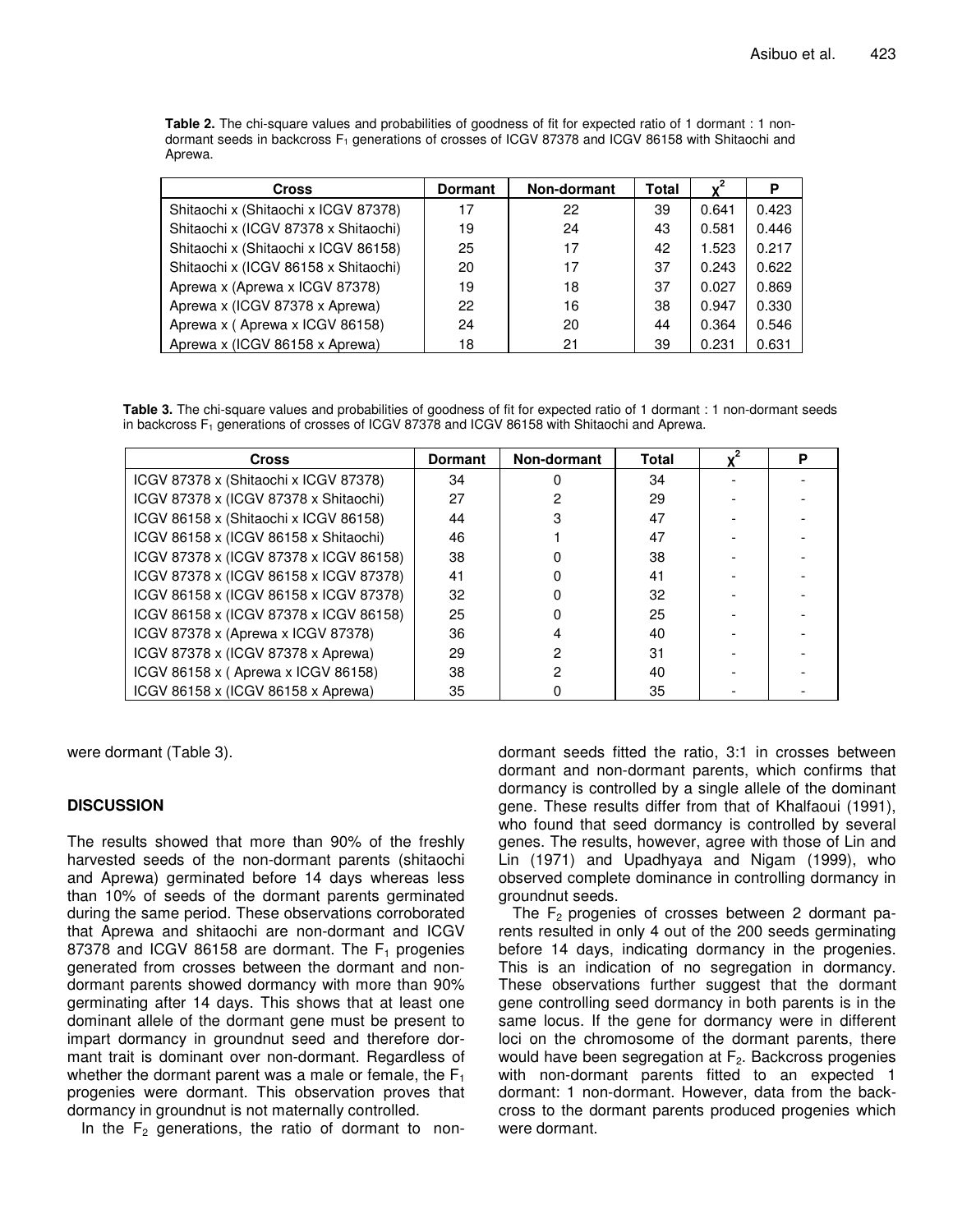**Table 2.** The chi-square values and probabilities of goodness of fit for expected ratio of 1 dormant : 1 non-dormant seeds in backcross $F_1$ generations of crosses of ICGV 87378 and ICGV 86158 with Shitaochi and Aprewa.

| Cross | Dormant | Non-dormant | Total | $\chi^2$ | P |
|---|---|---|---|---|---|
| Shitaochi x (Shitaochi x ICGV 87378) | 17 | 22 | 39 | 0.641 | 0.423 |
| Shitaochi x (ICGV 87378 x Shitaochi) | 19 | 24 | 43 | 0.581 | 0.446 |
| Shitaochi x (Shitaochi x ICGV 86158) | 25 | 17 | 42 | 1.523 | 0.217 |
| Shitaochi x (ICGV 86158 x Shitaochi) | 20 | 17 | 37 | 0.243 | 0.622 |
| Aprewa x (Aprewa x ICGV 87378) | 19 | 18 | 37 | 0.027 | 0.869 |
| Aprewa x (ICGV 87378 x Aprewa) | 22 | 16 | 38 | 0.947 | 0.330 |
| Aprewa x ( Aprewa x ICGV 86158) | 24 | 20 | 44 | 0.364 | 0.546 |
| Aprewa x (ICGV 86158 x Aprewa) | 18 | 21 | 39 | 0.231 | 0.631 |

**Table 3.** The chi-square values and probabilities of goodness of fit for expected ratio of 1 dormant : 1 non-dormant seeds in backcross $F_1$ generations of crosses of ICGV 87378 and ICGV 86158 with Shitaochi and Aprewa.

| Cross | Dormant | Non-dormant | Total | $\chi^2$ | P |
|---|---|---|---|---|---|
| ICGV 87378 x (Shitaochi x ICGV 87378) | 34 | 0 | 34 | - | - |
| ICGV 87378 x (ICGV 87378 x Shitaochi) | 27 | 2 | 29 | - | - |
| ICGV 86158 x (Shitaochi x ICGV 86158) | 44 | 3 | 47 | - | - |
| ICGV 86158 x (ICGV 86158 x Shitaochi) | 46 | 1 | 47 | - | - |
| ICGV 87378 x (ICGV 87378 x ICGV 86158) | 38 | 0 | 38 | - | - |
| ICGV 87378 x (ICGV 86158 x ICGV 87378) | 41 | 0 | 41 | - | - |
| ICGV 86158 x (ICGV 86158 x ICGV 87378) | 32 | 0 | 32 | - | - |
| ICGV 86158 x (ICGV 87378 x ICGV 86158) | 25 | 0 | 25 | - | - |
| ICGV 87378 x (Aprewa x ICGV 87378) | 36 | 4 | 40 | - | - |
| ICGV 87378 x (ICGV 87378 x Aprewa) | 29 | 2 | 31 | - | - |
| ICGV 86158 x ( Aprewa x ICGV 86158) | 38 | 2 | 40 | - | - |
| ICGV 86158 x (ICGV 86158 x Aprewa) | 35 | 0 | 35 | - | - |

were dormant (Table 3).

## DISCUSSION

The results showed that more than 90% of the freshly harvested seeds of the non-dormant parents (shitaochi and Aprewa) germinated before 14 days whereas less than 10% of seeds of the dormant parents germinated during the same period. These observations corroborated that Aprewa and shitaochi are non-dormant and ICGV 87378 and ICGV 86158 are dormant. The $F_1$ progenies generated from crosses between the dormant and non-dormant parents showed dormancy with more than 90% germinating after 14 days. This shows that at least one dominant allele of the dormant gene must be present to impart dormancy in groundnut seed and therefore dormant trait is dominant over non-dormant. Regardless of whether the dormant parent was a male or female, the $F_1$ progenies were dormant. This observation proves that dormancy in groundnut is not maternally controlled.

In the $F_2$ generations, the ratio of dormant to non-dormant seeds fitted the ratio, 3:1 in crosses between dormant and non-dormant parents, which confirms that dormancy is controlled by a single allele of the dominant gene. These results differ from that of Khalfaoui (1991), who found that seed dormancy is controlled by several genes. The results, however, agree with those of Lin and Lin (1971) and Upadhyaya and Nigam (1999), who observed complete dominance in controlling dormancy in groundnut seeds.

The $F_2$ progenies of crosses between 2 dormant parents resulted in only 4 out of the 200 seeds germinating before 14 days, indicating dormancy in the progenies. This is an indication of no segregation in dormancy. These observations further suggest that the dormant gene controlling seed dormancy in both parents is in the same locus. If the gene for dormancy were in different loci on the chromosome of the dormant parents, there would have been segregation at $F_2$. Backcross progenies with non-dormant parents fitted to an expected 1 dormant: 1 non-dormant. However, data from the backcross to the dormant parents produced progenies which were dormant.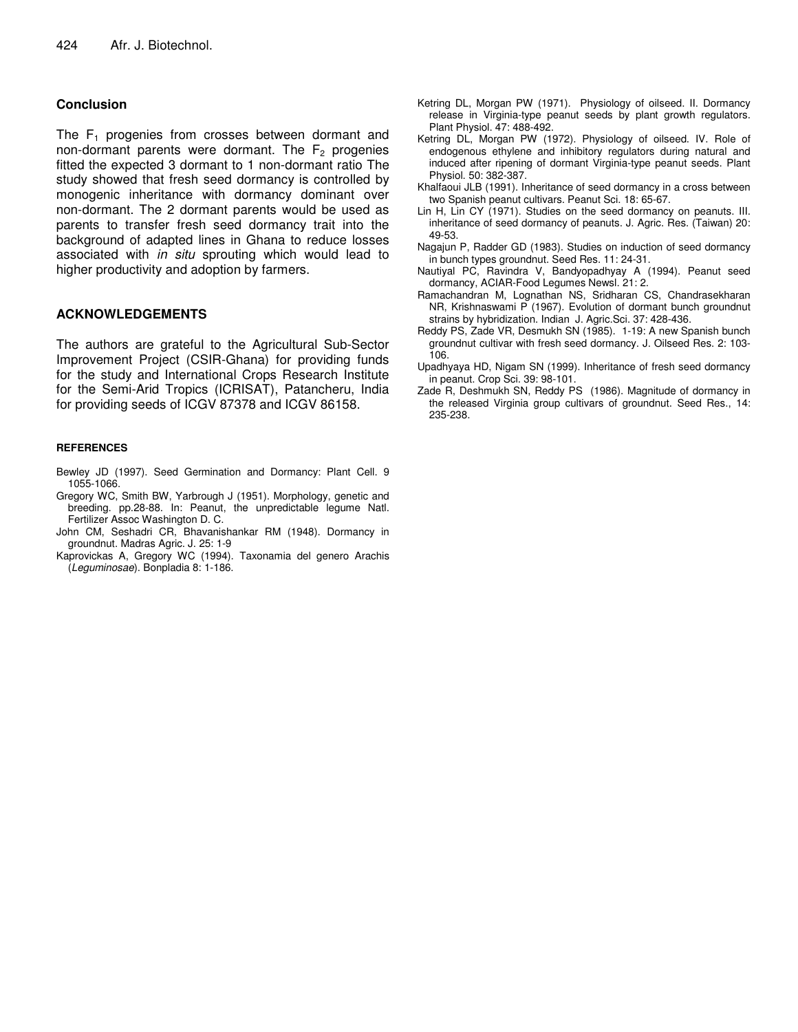## Conclusion

The $F_1$ progenies from crosses between dormant and non-dormant parents were dormant. The $F_2$ progenies fitted the expected 3 dormant to 1 non-dormant ratio The study showed that fresh seed dormancy is controlled by monogenic inheritance with dormancy dominant over non-dormant. The 2 dormant parents would be used as parents to transfer fresh seed dormancy trait into the background of adapted lines in Ghana to reduce losses associated with *in situ* sprouting which would lead to higher productivity and adoption by farmers.

## ACKNOWLEDGEMENTS

The authors are grateful to the Agricultural Sub-Sector Improvement Project (CSIR-Ghana) for providing funds for the study and International Crops Research Institute for the Semi-Arid Tropics (ICRISAT), Patancheru, India for providing seeds of ICGV 87378 and ICGV 86158.

### REFERENCES

Bewley JD (1997). Seed Germination and Dormancy: Plant Cell. 9 1055-1066.

Gregory WC, Smith BW, Yarbrough J (1951). Morphology, genetic and breeding. pp.28-88. In: Peanut, the unpredictable legume Natl. Fertilizer Assoc Washington D. C.

John CM, Seshadri CR, Bhavanishankar RM (1948). Dormancy in groundnut. Madras Agric. J. 25: 1-9

Kaprovickas A, Gregory WC (1994). Taxonamia del genero Arachis (*Leguminosae*). Bonpladia 8: 1-186.

Ketring DL, Morgan PW (1971). Physiology of oilseed. II. Dormancy release in Virginia-type peanut seeds by plant growth regulators. Plant Physiol. 47: 488-492.

Ketring DL, Morgan PW (1972). Physiology of oilseed. IV. Role of endogenous ethylene and inhibitory regulators during natural and induced after ripening of dormant Virginia-type peanut seeds. Plant Physiol. 50: 382-387.

Khalfaoui JLB (1991). Inheritance of seed dormancy in a cross between two Spanish peanut cultivars. Peanut Sci. 18: 65-67.

Lin H, Lin CY (1971). Studies on the seed dormancy on peanuts. III. inheritance of seed dormancy of peanuts. J. Agric. Res. (Taiwan) 20: 49-53.

Nagajun P, Radder GD (1983). Studies on induction of seed dormancy in bunch types groundnut. Seed Res. 11: 24-31.

Nautiyal PC, Ravindra V, Bandyopadhyay A (1994). Peanut seed dormancy, ACIAR-Food Legumes Newsl. 21: 2.

Ramachandran M, Lognathan NS, Sridharan CS, Chandrasekharan NR, Krishnaswami P (1967). Evolution of dormant bunch groundnut strains by hybridization. Indian J. Agric.Sci. 37: 428-436.

Reddy PS, Zade VR, Desmukh SN (1985). 1-19: A new Spanish bunch groundnut cultivar with fresh seed dormancy. J. Oilseed Res. 2: 103-106.

Upadhyaya HD, Nigam SN (1999). Inheritance of fresh seed dormancy in peanut. Crop Sci. 39: 98-101.

Zade R, Deshmukh SN, Reddy PS (1986). Magnitude of dormancy in the released Virginia group cultivars of groundnut. Seed Res., 14: 235-238.